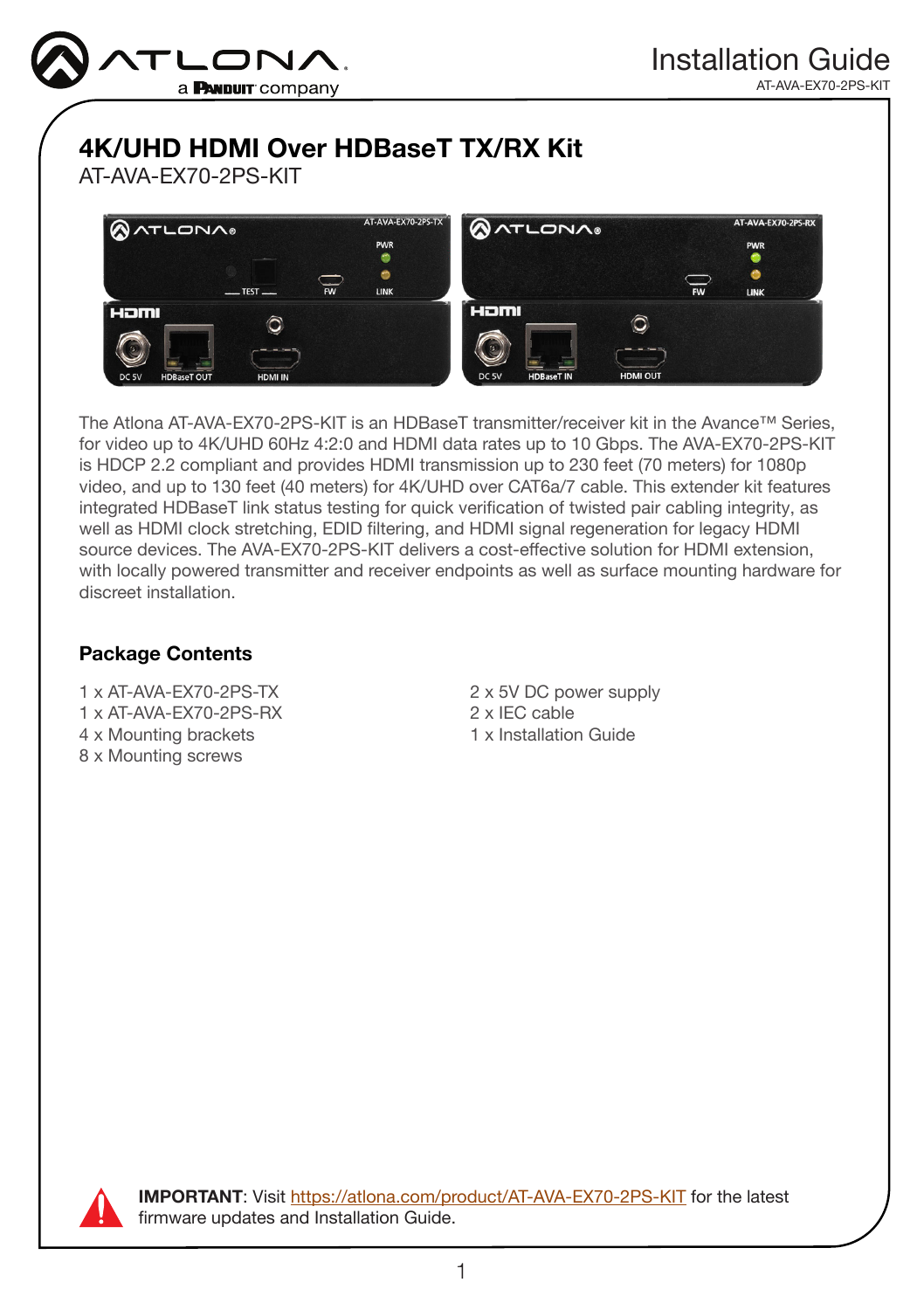# 4K/UHD HDMI Over HDBaseT TX/RX Kit

AT-AVA-EX70-2PS-KIT

The Atlona AT-AVA-EX70-2PS-KIT is an HDBaseT transmitter/receiver kit in the Avance™ Series, for video up to 4K/UHD 60Hz 4:2:0 and HDMI data rates up to 10 Gbps. The AVA-EX70-2PS-KIT is HDCP 2.2 compliant and provides HDMI transmission up to 230 feet (70 meters) for 1080p video, and up to 130 feet (40 meters) for 4K/UHD over CAT6a/7 cable. This extender kit features integrated HDBaseT link status testing for quick verification of twisted pair cabling integrity, as well as HDMI clock stretching, EDID filtering, and HDMI signal regeneration for legacy HDMI source devices. The AVA-EX70-2PS-KIT delivers a cost-effective solution for HDMI extension, with locally powered transmitter and receiver endpoints as well as surface mounting hardware for discreet installation.

## Package Contents

1 x AT-AVA-EX70-2PS-TX
1 x AT-AVA-EX70-2PS-RX
4 x Mounting brackets
8 x Mounting screws
2 x 5V DC power supply
2 x IEC cable
1 x Installation Guide

**IMPORTANT**: Visit https://atlona.com/product/AT-AVA-EX70-2PS-KIT for the latest firmware updates and Installation Guide.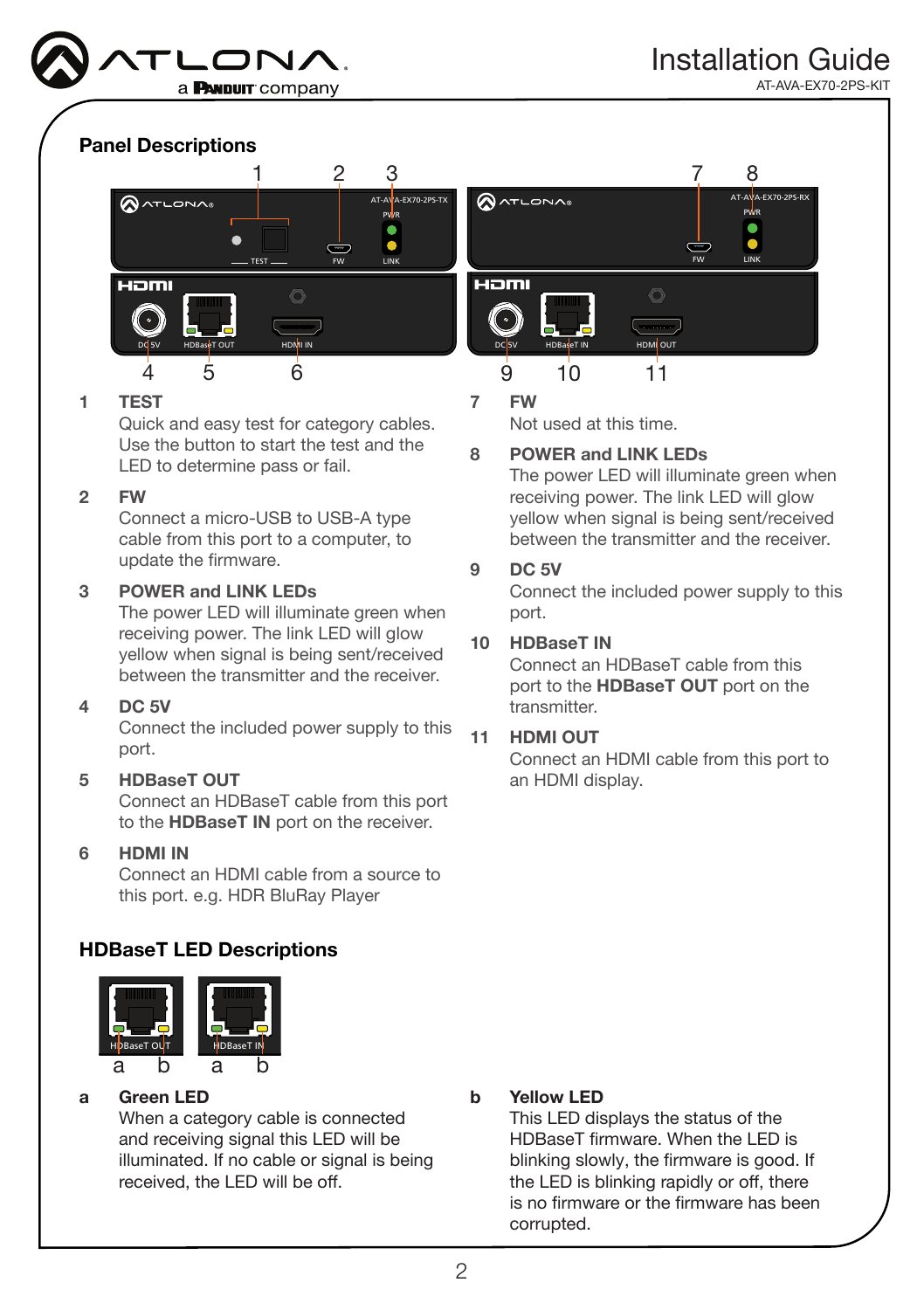## Panel Descriptions

**1 TEST**
Quick and easy test for category cables. Use the button to start the test and the LED to determine pass or fail.

**2 FW**
Connect a micro-USB to USB-A type cable from this port to a computer, to update the firmware.

**3 POWER and LINK LEDs**
The power LED will illuminate green when receiving power. The link LED will glow yellow when signal is being sent/received between the transmitter and the receiver.

**4 DC 5V**
Connect the included power supply to this port.

**5 HDBaseT OUT**
Connect an HDBaseT cable from this port to the **HDBaseT IN** port on the receiver.

**6 HDMI IN**
Connect an HDMI cable from a source to this port. e.g. HDR BluRay Player

**7 FW**
Not used at this time.

**8 POWER and LINK LEDs**
The power LED will illuminate green when receiving power. The link LED will glow yellow when signal is being sent/received between the transmitter and the receiver.

**9 DC 5V**
Connect the included power supply to this port.

**10 HDBaseT IN**
Connect an HDBaseT cable from this port to the **HDBaseT OUT** port on the transmitter.

**11 HDMI OUT**
Connect an HDMI cable from this port to an HDMI display.

## HDBaseT LED Descriptions

**a Green LED**
When a category cable is connected and receiving signal this LED will be illuminated. If no cable or signal is being received, the LED will be off.

**b Yellow LED**
This LED displays the status of the HDBaseT firmware. When the LED is blinking slowly, the firmware is good. If the LED is blinking rapidly or off, there is no firmware or the firmware has been corrupted.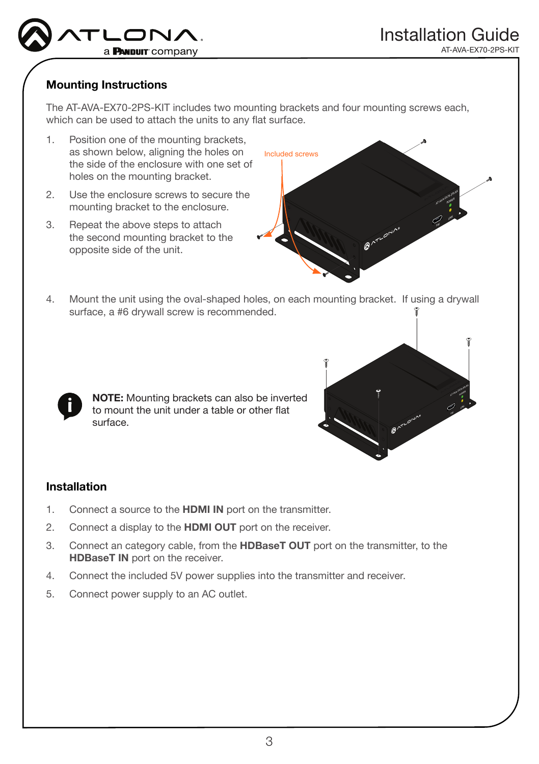## Mounting Instructions

The AT-AVA-EX70-2PS-KIT includes two mounting brackets and four mounting screws each, which can be used to attach the units to any flat surface.

1. Position one of the mounting brackets, as shown below, aligning the holes on the side of the enclosure with one set of holes on the mounting bracket.
2. Use the enclosure screws to secure the mounting bracket to the enclosure.
3. Repeat the above steps to attach the second mounting bracket to the opposite side of the unit.

Included screws

4. Mount the unit using the oval-shaped holes, on each mounting bracket. If using a drywall surface, a #6 drywall screw is recommended.

**NOTE:** Mounting brackets can also be inverted to mount the unit under a table or other flat surface.

## Installation

1. Connect a source to the **HDMI IN** port on the transmitter.
2. Connect a display to the **HDMI OUT** port on the receiver.
3. Connect an category cable, from the **HDBaseT OUT** port on the transmitter, to the **HDBaseT IN** port on the receiver.
4. Connect the included 5V power supplies into the transmitter and receiver.
5. Connect power supply to an AC outlet.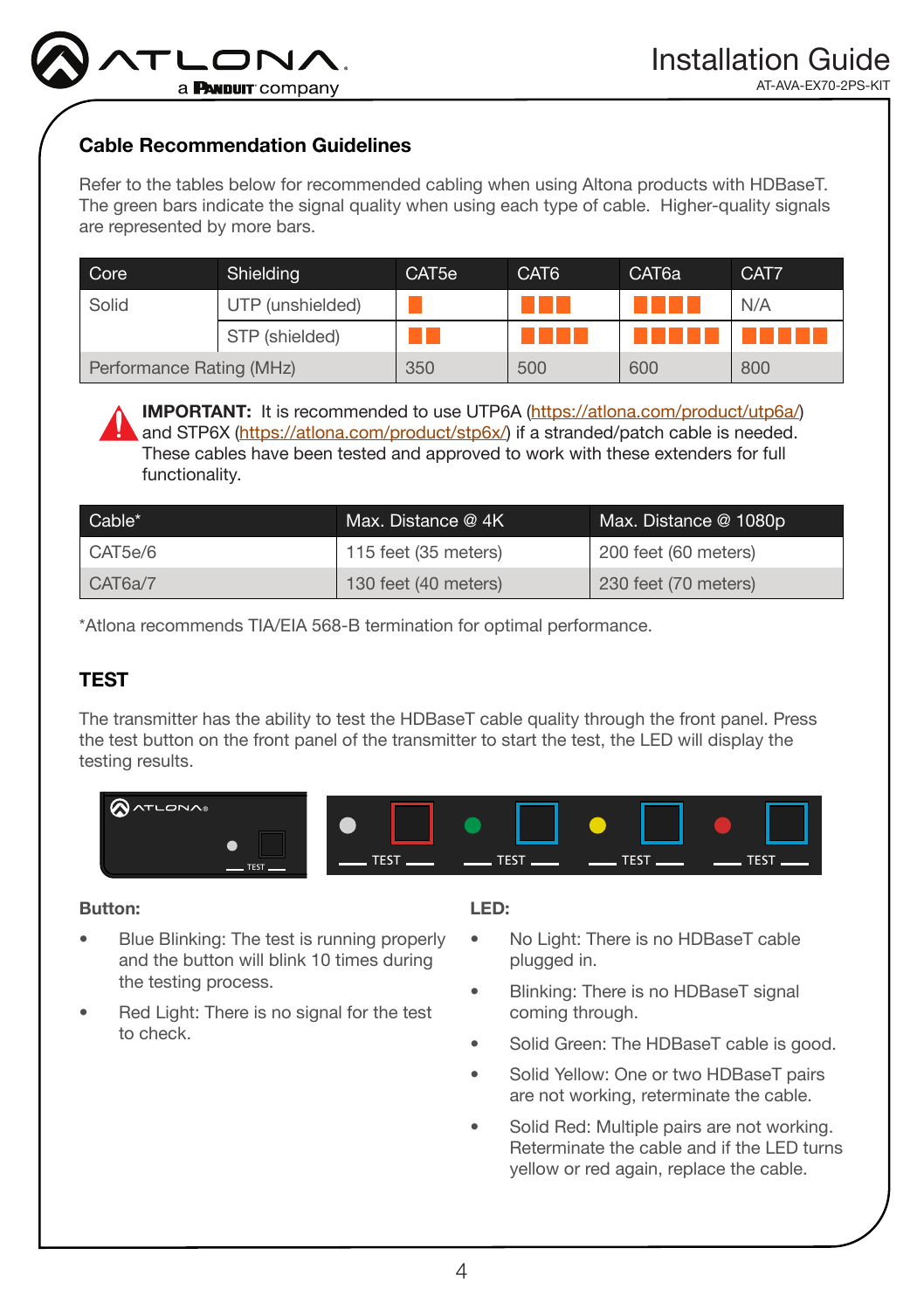## Cable Recommendation Guidelines

Refer to the tables below for recommended cabling when using Altona products with HDBaseT. The green bars indicate the signal quality when using each type of cable. Higher-quality signals are represented by more bars.

| Core | Shielding | CAT5e | CAT6 | CAT6a | CAT7 |
|---|---|---|---|---|---|
| Solid | UTP (unshielded) | ■ | ■■■ | ■■■■ | N/A |
| | STP (shielded) | ■■ | ■■■■ | ■■■■■ | ■■■■■ |
| Performance Rating (MHz) | | 350 | 500 | 600 | 800 |

**IMPORTANT:** It is recommended to use UTP6A (https://atlona.com/product/utp6a/) and STP6X (https://atlona.com/product/stp6x/) if a stranded/patch cable is needed. These cables have been tested and approved to work with these extenders for full functionality.

| Cable* | Max. Distance @ 4K | Max. Distance @ 1080p |
|---|---|---|
| CAT5e/6 | 115 feet (35 meters) | 200 feet (60 meters) |
| CAT6a/7 | 130 feet (40 meters) | 230 feet (70 meters) |

*Atlona recommends TIA/EIA 568-B termination for optimal performance.

## TEST

The transmitter has the ability to test the HDBaseT cable quality through the front panel. Press the test button on the front panel of the transmitter to start the test, the LED will display the testing results.

**Button:**

- Blue Blinking: The test is running properly and the button will blink 10 times during the testing process.
- Red Light: There is no signal for the test to check.

**LED:**

- No Light: There is no HDBaseT cable plugged in.
- Blinking: There is no HDBaseT signal coming through.
- Solid Green: The HDBaseT cable is good.
- Solid Yellow: One or two HDBaseT pairs are not working, reterminate the cable.
- Solid Red: Multiple pairs are not working. Reterminate the cable and if the LED turns yellow or red again, replace the cable.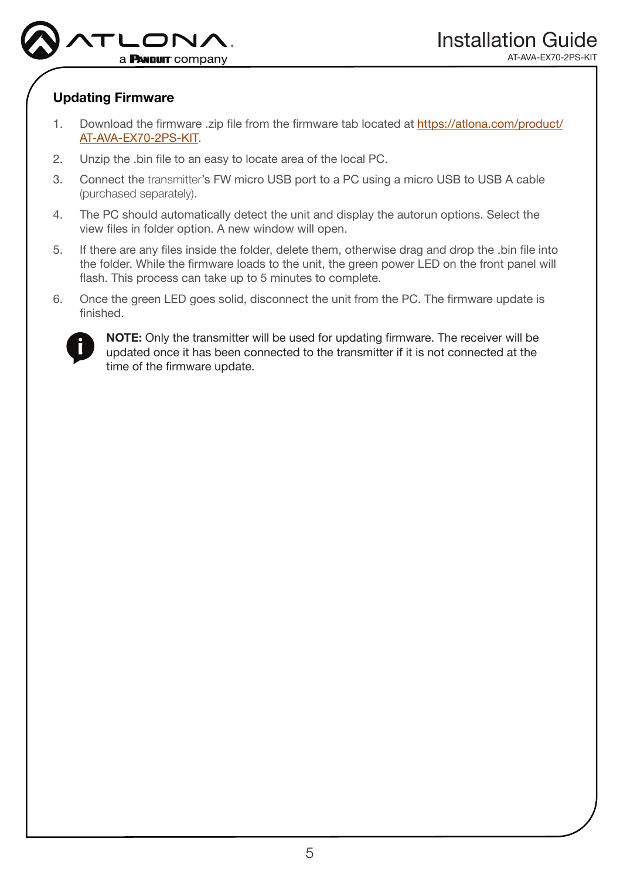## Updating Firmware

1. Download the firmware .zip file from the firmware tab located at https://atlona.com/product/AT-AVA-EX70-2PS-KIT.
2. Unzip the .bin file to an easy to locate area of the local PC.
3. Connect the transmitter's FW micro USB port to a PC using a micro USB to USB A cable (purchased separately).
4. The PC should automatically detect the unit and display the autorun options. Select the view files in folder option. A new window will open.
5. If there are any files inside the folder, delete them, otherwise drag and drop the .bin file into the folder. While the firmware loads to the unit, the green power LED on the front panel will flash. This process can take up to 5 minutes to complete.
6. Once the green LED goes solid, disconnect the unit from the PC. The firmware update is finished.

**NOTE:** Only the transmitter will be used for updating firmware. The receiver will be updated once it has been connected to the transmitter if it is not connected at the time of the firmware update.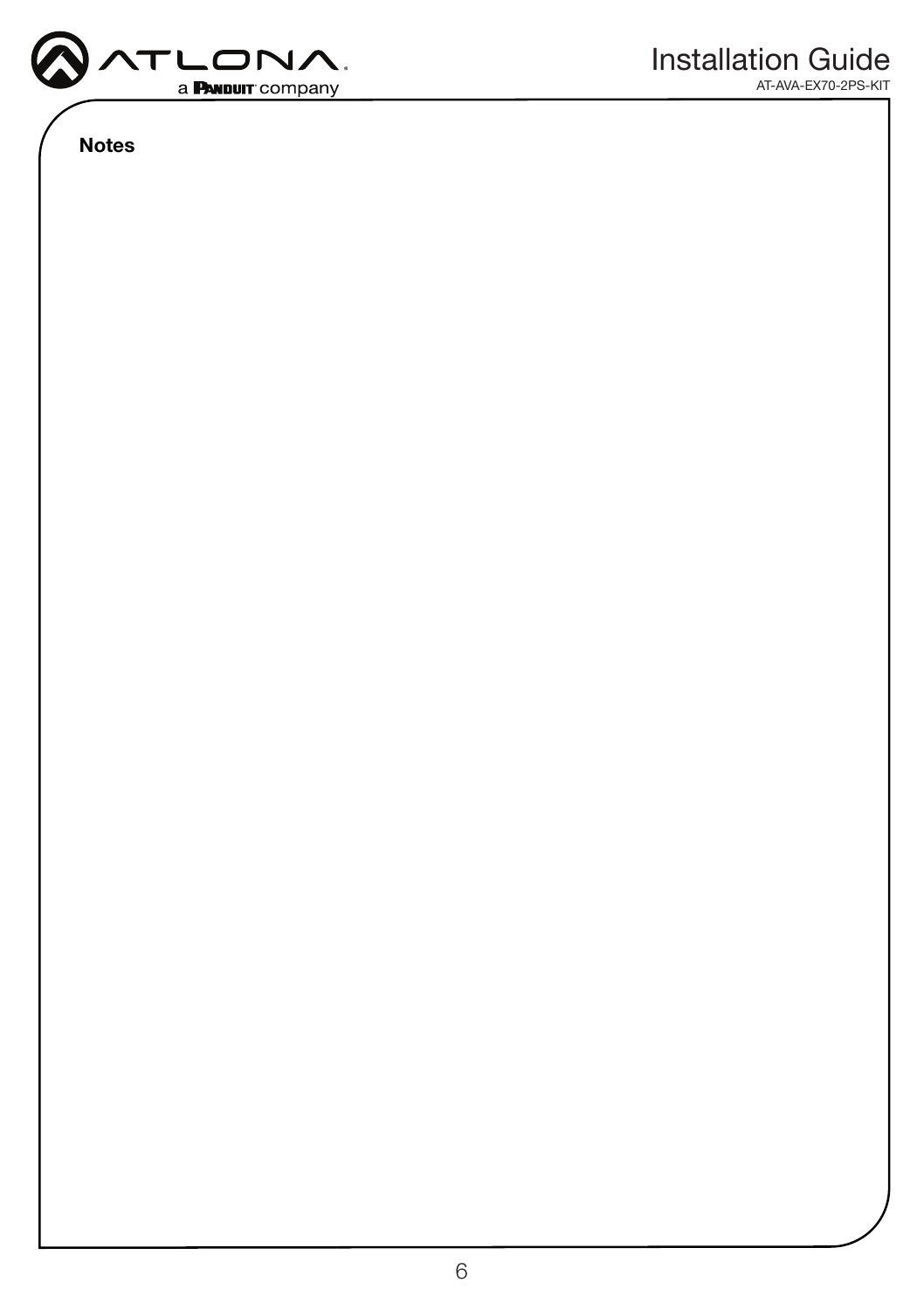**Notes**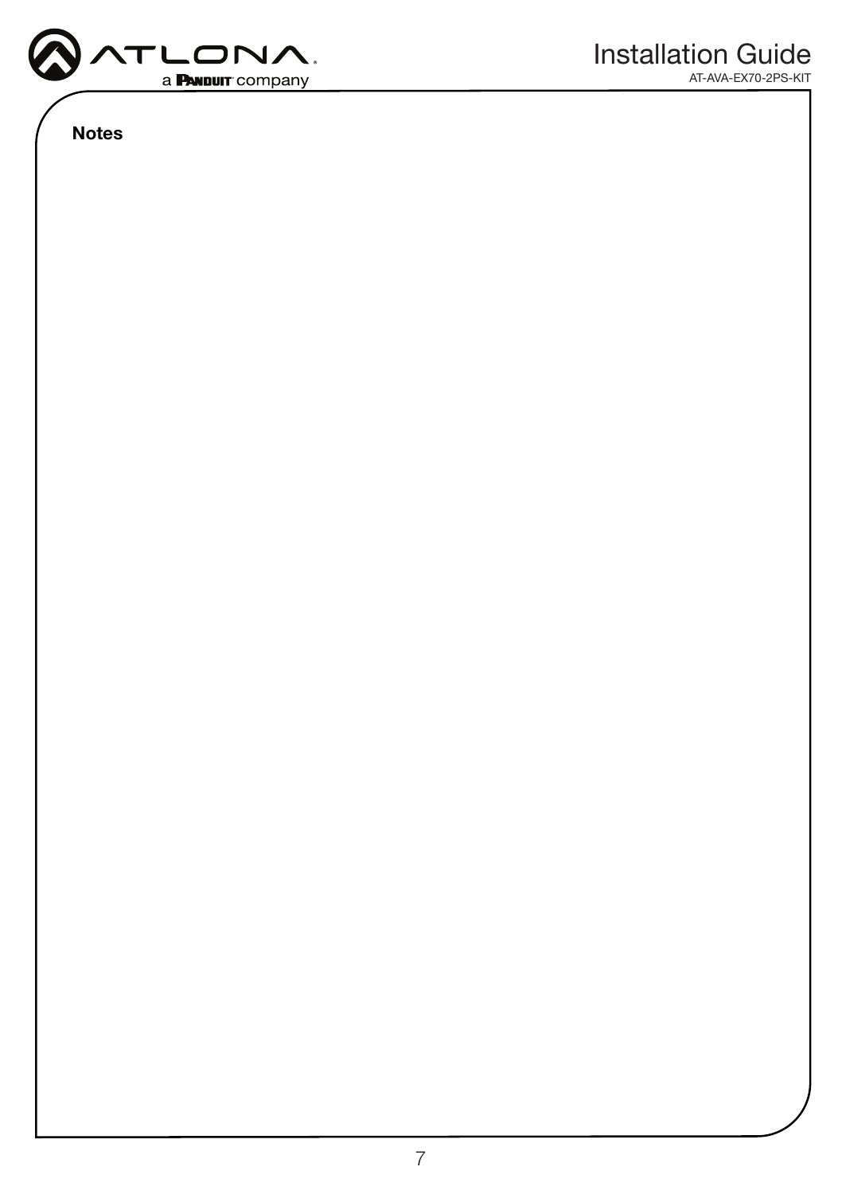**Notes**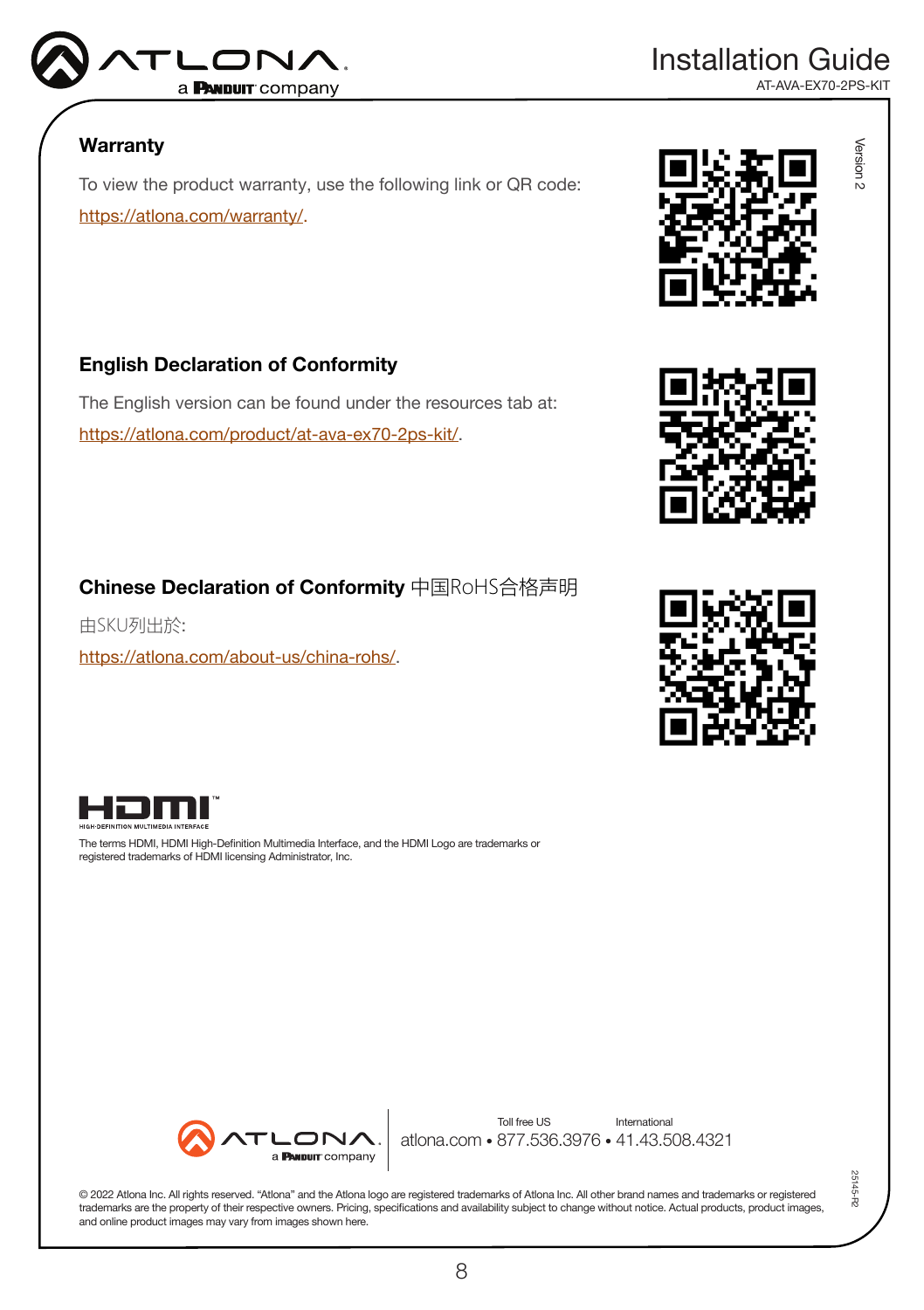## Warranty

To view the product warranty, use the following link or QR code:

https://atlona.com/warranty/.

## English Declaration of Conformity

The English version can be found under the resources tab at:

https://atlona.com/product/at-ava-ex70-2ps-kit/.

## Chinese Declaration of Conformity 中国RoHS合格声明

由SKU列出於:

https://atlona.com/about-us/china-rohs/.

HIGH-DEFINITION MULTIMEDIA INTERFACE

The terms HDMI, HDMI High-Definition Multimedia Interface, and the HDMI Logo are trademarks or registered trademarks of HDMI licensing Administrator, Inc.

Toll free US International

atlona.com • 877.536.3976 • 41.43.508.4321

© 2022 Atlona Inc. All rights reserved. “Atlona” and the Atlona logo are registered trademarks of Atlona Inc. All other brand names and trademarks or registered trademarks are the property of their respective owners. Pricing, specifications and availability subject to change without notice. Actual products, product images, and online product images may vary from images shown here.

25145-R2